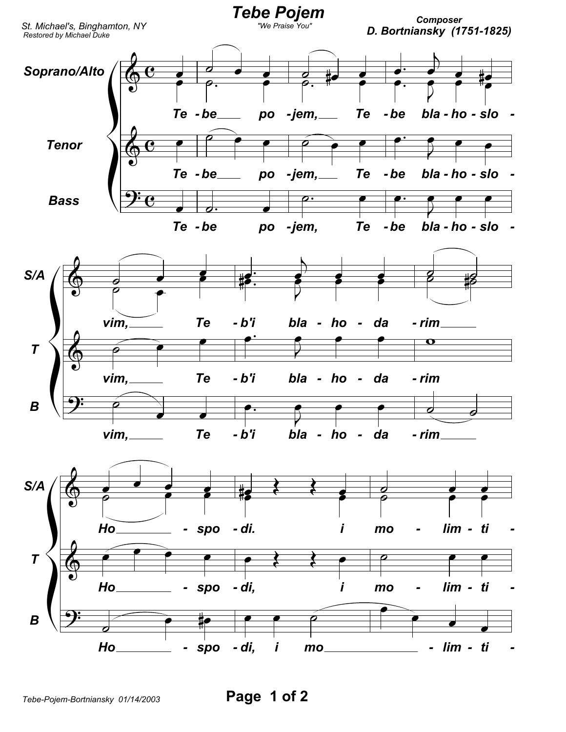# Tebe Pojem

"We Praise You"

St. Michael's, Binghamton, NY
Restored by Michael Duke

Composer
D. Bortniansky (1751-1825)

Soprano/Alto, Tenor, Bass

Te - be po - jem, Te - be bla - ho - slo - vim, Te - b'i bla - ho - da - rim Ho - spo - di. i mo - lim - ti -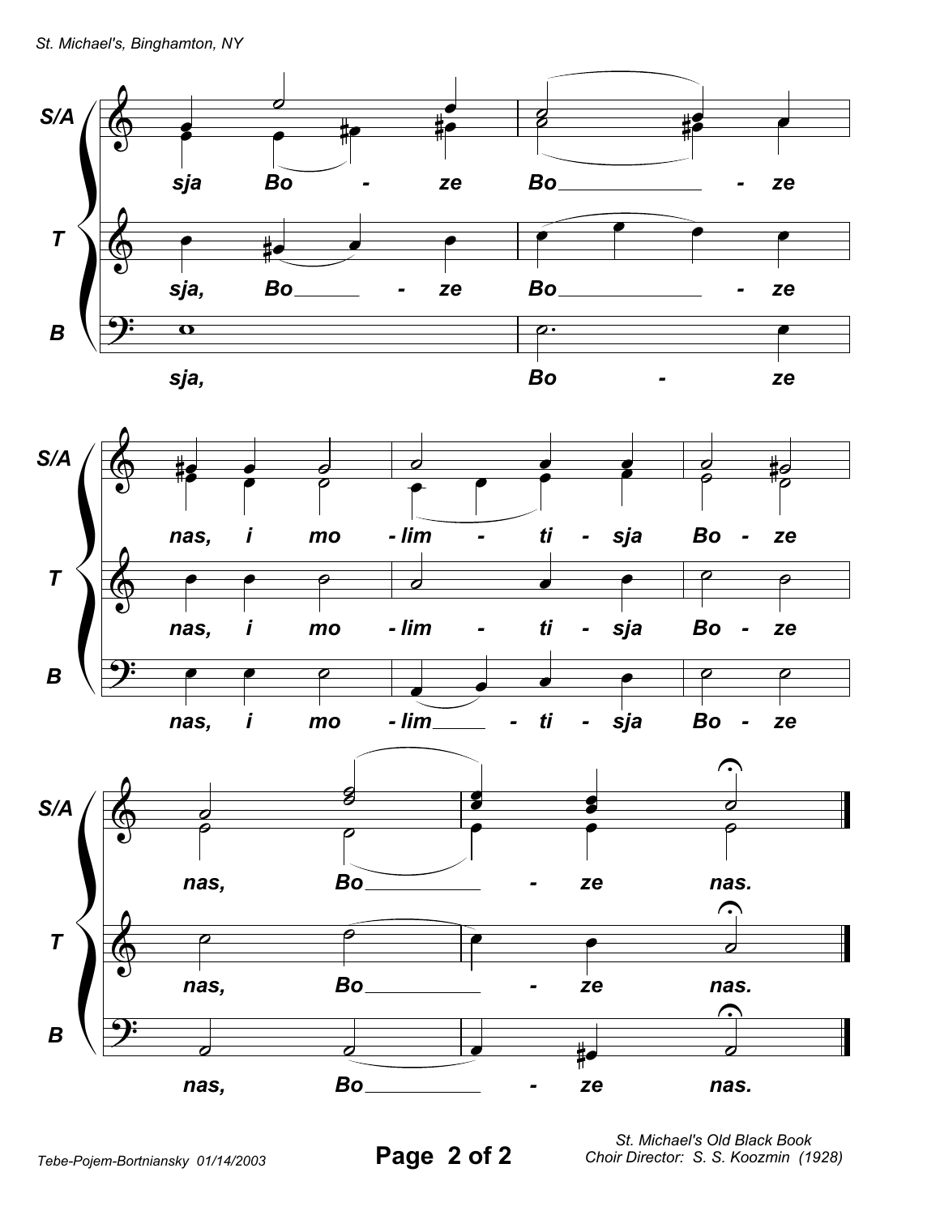S/A: sja Bo - ze Bo - ze

T: sja, Bo - ze Bo - ze

B: sja, Bo - ze

S/A: nas, i mo - lim - ti - sja Bo - ze

T: nas, i mo - lim - ti - sja Bo - ze

B: nas, i mo - lim - ti - sja Bo - ze

S/A: nas, Bo - ze nas.

T: nas, Bo - ze nas.

B: nas, Bo - ze nas.